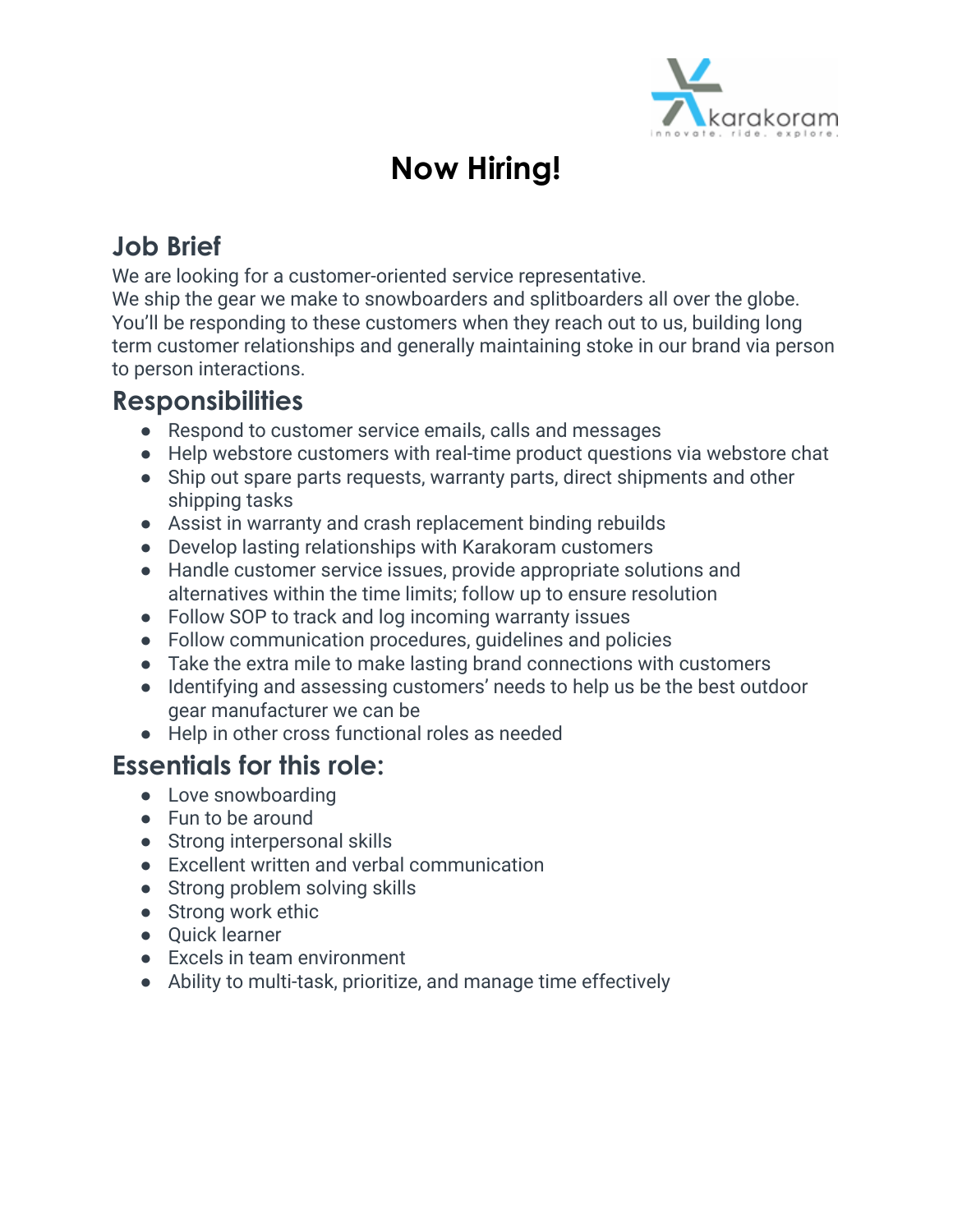karakoram
innovate. ride. explore.

# Now Hiring!

## Job Brief

We are looking for a customer-oriented service representative.
We ship the gear we make to snowboarders and splitboarders all over the globe. You'll be responding to these customers when they reach out to us, building long term customer relationships and generally maintaining stoke in our brand via person to person interactions.

## Responsibilities

- Respond to customer service emails, calls and messages
- Help webstore customers with real-time product questions via webstore chat
- Ship out spare parts requests, warranty parts, direct shipments and other shipping tasks
- Assist in warranty and crash replacement binding rebuilds
- Develop lasting relationships with Karakoram customers
- Handle customer service issues, provide appropriate solutions and alternatives within the time limits; follow up to ensure resolution
- Follow SOP to track and log incoming warranty issues
- Follow communication procedures, guidelines and policies
- Take the extra mile to make lasting brand connections with customers
- Identifying and assessing customers' needs to help us be the best outdoor gear manufacturer we can be
- Help in other cross functional roles as needed

## Essentials for this role:

- Love snowboarding
- Fun to be around
- Strong interpersonal skills
- Excellent written and verbal communication
- Strong problem solving skills
- Strong work ethic
- Quick learner
- Excels in team environment
- Ability to multi-task, prioritize, and manage time effectively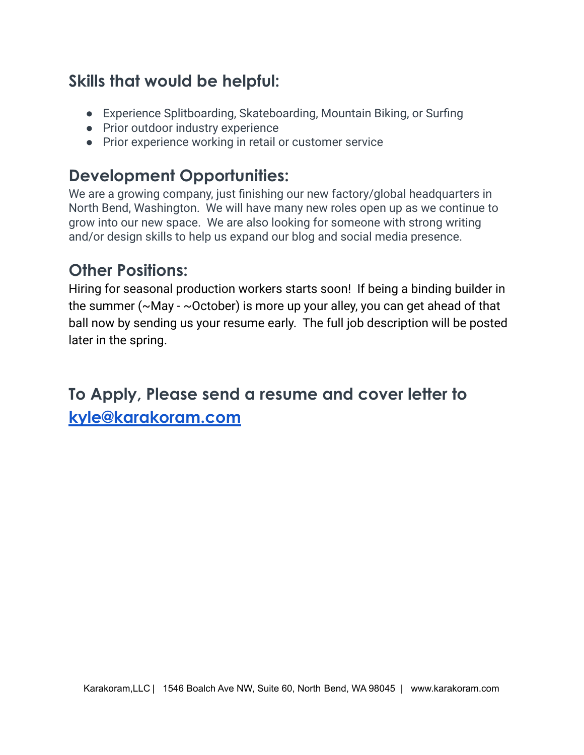## Skills that would be helpful:

- Experience Splitboarding, Skateboarding, Mountain Biking, or Surfing
- Prior outdoor industry experience
- Prior experience working in retail or customer service

## Development Opportunities:

We are a growing company, just finishing our new factory/global headquarters in North Bend, Washington. We will have many new roles open up as we continue to grow into our new space. We are also looking for someone with strong writing and/or design skills to help us expand our blog and social media presence.

## Other Positions:

Hiring for seasonal production workers starts soon! If being a binding builder in the summer (~May - ~October) is more up your alley, you can get ahead of that ball now by sending us your resume early. The full job description will be posted later in the spring.

## To Apply, Please send a resume and cover letter to [kyle@karakoram.com](mailto:kyle@karakoram.com)

Karakoram,LLC | 1546 Boalch Ave NW, Suite 60, North Bend, WA 98045 | www.karakoram.com